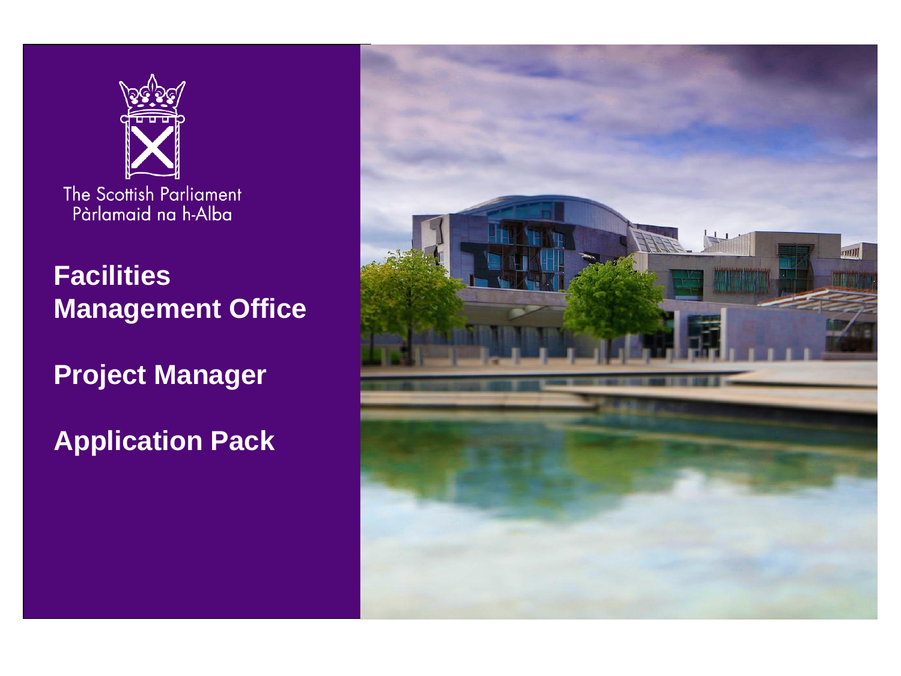The Scottish Parliament
Pàrlamaid na h-Alba

# Facilities Management Office

## Project Manager

## Application Pack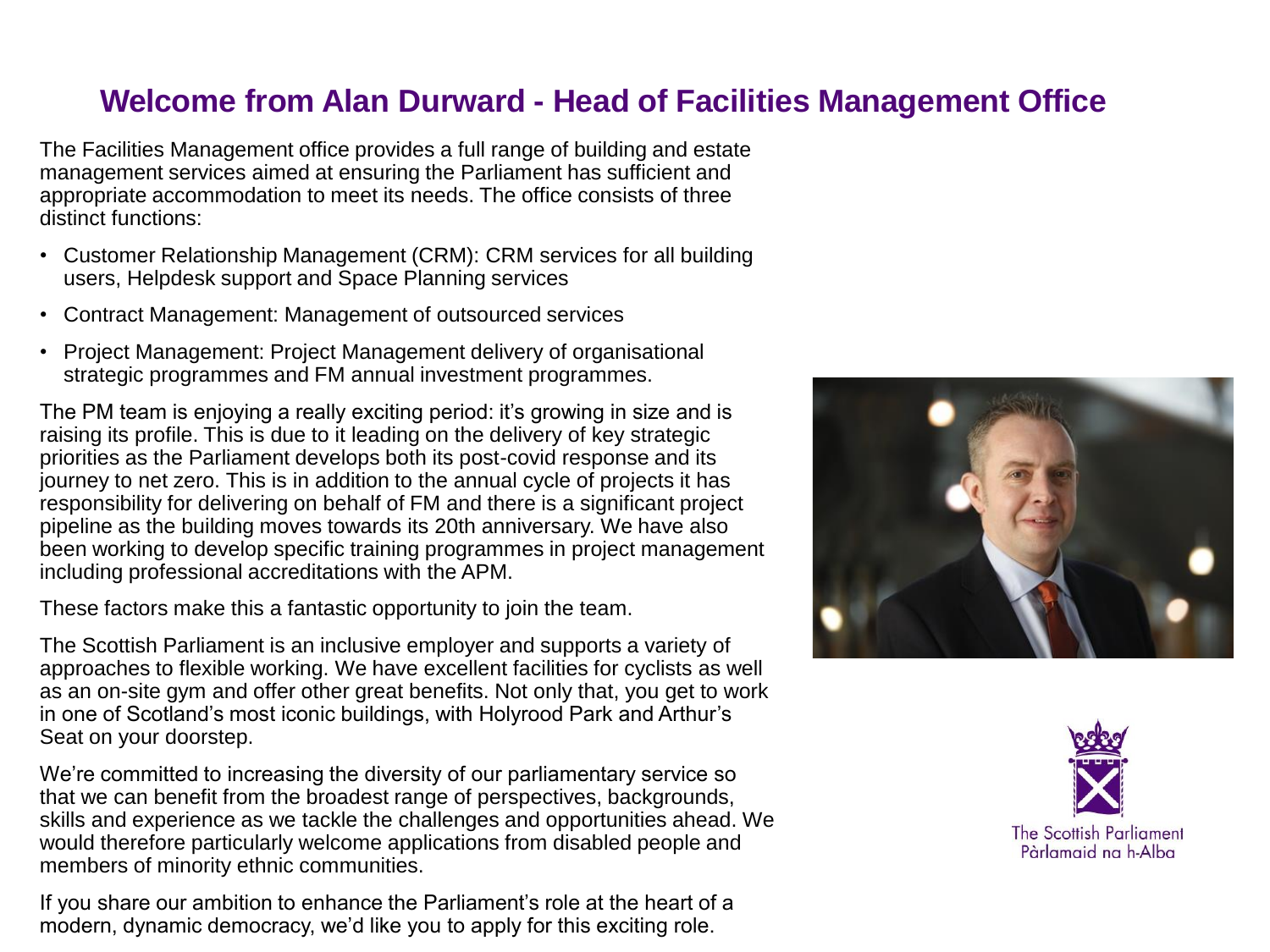# Welcome from Alan Durward - Head of Facilities Management Office

The Facilities Management office provides a full range of building and estate management services aimed at ensuring the Parliament has sufficient and appropriate accommodation to meet its needs. The office consists of three distinct functions:

- Customer Relationship Management (CRM): CRM services for all building users, Helpdesk support and Space Planning services
- Contract Management: Management of outsourced services
- Project Management: Project Management delivery of organisational strategic programmes and FM annual investment programmes.

The PM team is enjoying a really exciting period: it's growing in size and is raising its profile. This is due to it leading on the delivery of key strategic priorities as the Parliament develops both its post-covid response and its journey to net zero. This is in addition to the annual cycle of projects it has responsibility for delivering on behalf of FM and there is a significant project pipeline as the building moves towards its 20th anniversary. We have also been working to develop specific training programmes in project management including professional accreditations with the APM.

These factors make this a fantastic opportunity to join the team.

The Scottish Parliament is an inclusive employer and supports a variety of approaches to flexible working. We have excellent facilities for cyclists as well as an on-site gym and offer other great benefits. Not only that, you get to work in one of Scotland's most iconic buildings, with Holyrood Park and Arthur's Seat on your doorstep.

We're committed to increasing the diversity of our parliamentary service so that we can benefit from the broadest range of perspectives, backgrounds, skills and experience as we tackle the challenges and opportunities ahead. We would therefore particularly welcome applications from disabled people and members of minority ethnic communities.

If you share our ambition to enhance the Parliament's role at the heart of a modern, dynamic democracy, we'd like you to apply for this exciting role.

The Scottish Parliament
Pàrlamaid na h-Alba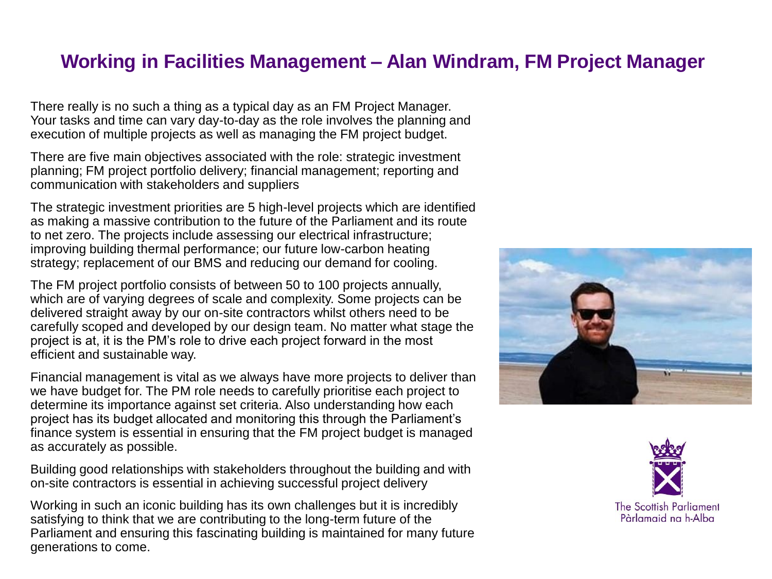# Working in Facilities Management – Alan Windram, FM Project Manager

There really is no such a thing as a typical day as an FM Project Manager. Your tasks and time can vary day-to-day as the role involves the planning and execution of multiple projects as well as managing the FM project budget.

There are five main objectives associated with the role: strategic investment planning; FM project portfolio delivery; financial management; reporting and communication with stakeholders and suppliers

The strategic investment priorities are 5 high-level projects which are identified as making a massive contribution to the future of the Parliament and its route to net zero. The projects include assessing our electrical infrastructure; improving building thermal performance; our future low-carbon heating strategy; replacement of our BMS and reducing our demand for cooling.

The FM project portfolio consists of between 50 to 100 projects annually, which are of varying degrees of scale and complexity. Some projects can be delivered straight away by our on-site contractors whilst others need to be carefully scoped and developed by our design team. No matter what stage the project is at, it is the PM's role to drive each project forward in the most efficient and sustainable way.

Financial management is vital as we always have more projects to deliver than we have budget for. The PM role needs to carefully prioritise each project to determine its importance against set criteria. Also understanding how each project has its budget allocated and monitoring this through the Parliament's finance system is essential in ensuring that the FM project budget is managed as accurately as possible.

Building good relationships with stakeholders throughout the building and with on-site contractors is essential in achieving successful project delivery

Working in such an iconic building has its own challenges but it is incredibly satisfying to think that we are contributing to the long-term future of the Parliament and ensuring this fascinating building is maintained for many future generations to come.

The Scottish Parliament
Pàrlamaid na h-Alba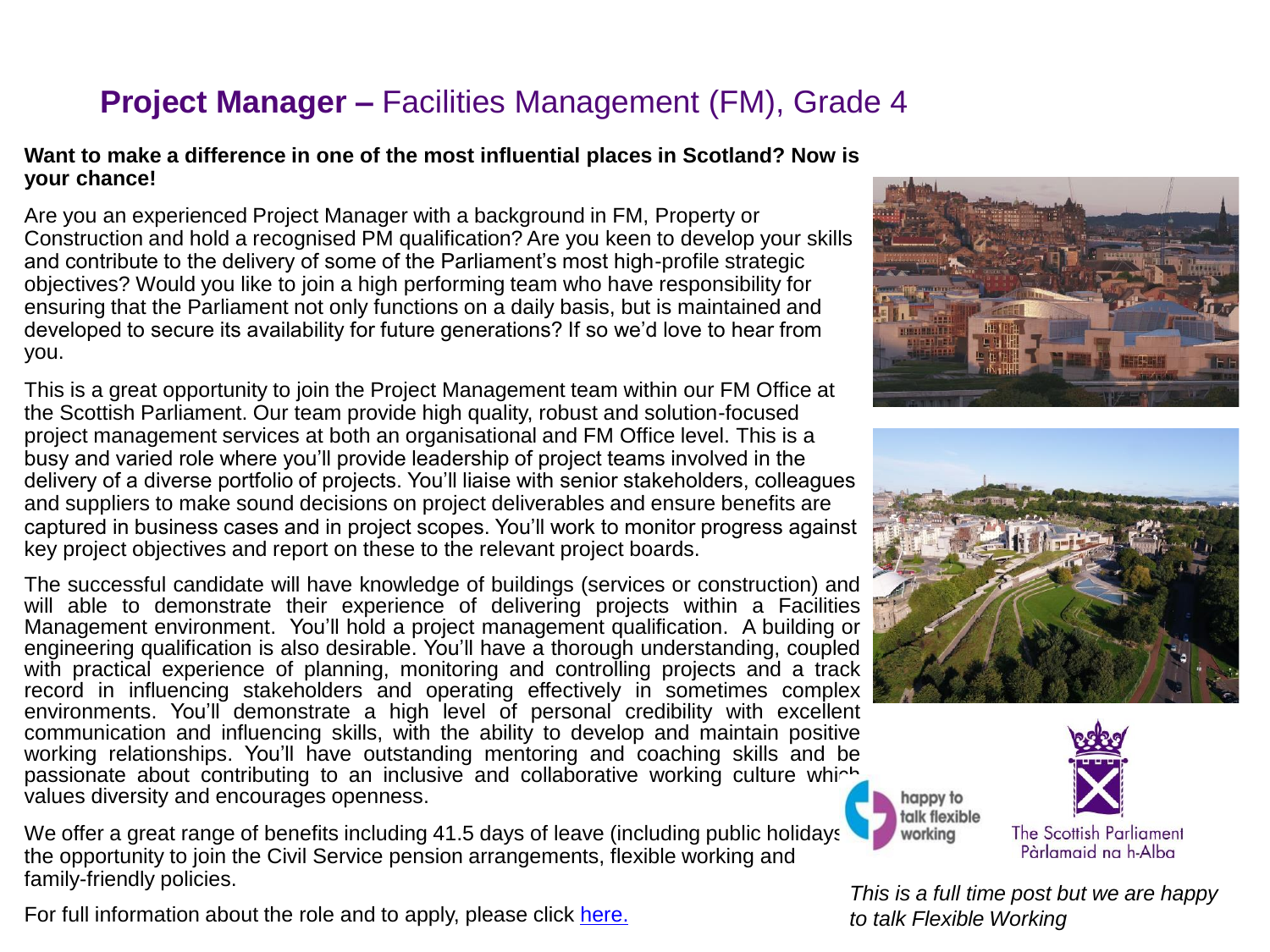# **Project Manager –** Facilities Management (FM), Grade 4

**Want to make a difference in one of the most influential places in Scotland? Now is your chance!**

Are you an experienced Project Manager with a background in FM, Property or Construction and hold a recognised PM qualification? Are you keen to develop your skills and contribute to the delivery of some of the Parliament's most high-profile strategic objectives? Would you like to join a high performing team who have responsibility for ensuring that the Parliament not only functions on a daily basis, but is maintained and developed to secure its availability for future generations? If so we'd love to hear from you.

This is a great opportunity to join the Project Management team within our FM Office at the Scottish Parliament. Our team provide high quality, robust and solution-focused project management services at both an organisational and FM Office level. This is a busy and varied role where you'll provide leadership of project teams involved in the delivery of a diverse portfolio of projects. You'll liaise with senior stakeholders, colleagues and suppliers to make sound decisions on project deliverables and ensure benefits are captured in business cases and in project scopes. You'll work to monitor progress against key project objectives and report on these to the relevant project boards.

The successful candidate will have knowledge of buildings (services or construction) and will able to demonstrate their experience of delivering projects within a Facilities Management environment. You'll hold a project management qualification. A building or engineering qualification is also desirable. You'll have a thorough understanding, coupled with practical experience of planning, monitoring and controlling projects and a track record in influencing stakeholders and operating effectively in sometimes complex environments. You'll demonstrate a high level of personal credibility with excellent communication and influencing skills, with the ability to develop and maintain positive working relationships. You'll have outstanding mentoring and coaching skills and be passionate about contributing to an inclusive and collaborative working culture which values diversity and encourages openness.

We offer a great range of benefits including 41.5 days of leave (including public holidays the opportunity to join the Civil Service pension arrangements, flexible working and family-friendly policies.

For full information about the role and to apply, please click [here.]

happy to talk flexible working

The Scottish Parliament
Pàrlamaid na h-Alba

*This is a full time post but we are happy to talk Flexible Working*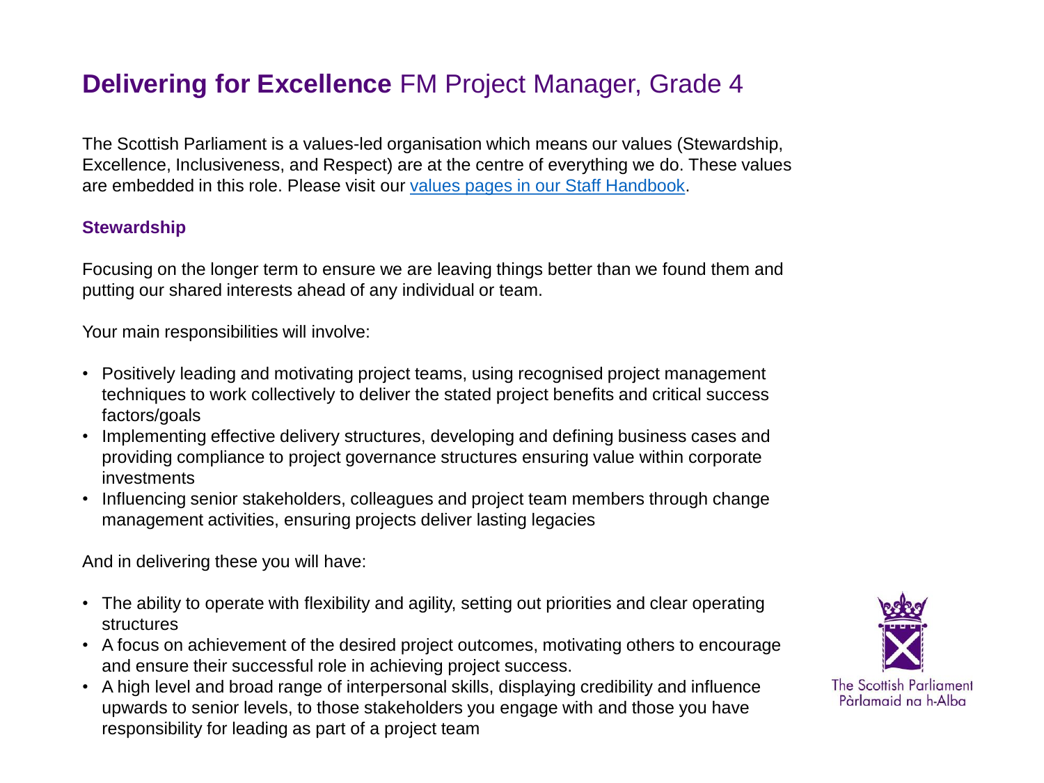# **Delivering for Excellence** FM Project Manager, Grade 4

The Scottish Parliament is a values-led organisation which means our values (Stewardship, Excellence, Inclusiveness, and Respect) are at the centre of everything we do. These values are embedded in this role. Please visit our [values pages in our Staff Handbook](#).

### Stewardship

Focusing on the longer term to ensure we are leaving things better than we found them and putting our shared interests ahead of any individual or team.

Your main responsibilities will involve:

- Positively leading and motivating project teams, using recognised project management techniques to work collectively to deliver the stated project benefits and critical success factors/goals
- Implementing effective delivery structures, developing and defining business cases and providing compliance to project governance structures ensuring value within corporate investments
- Influencing senior stakeholders, colleagues and project team members through change management activities, ensuring projects deliver lasting legacies

And in delivering these you will have:

- The ability to operate with flexibility and agility, setting out priorities and clear operating structures
- A focus on achievement of the desired project outcomes, motivating others to encourage and ensure their successful role in achieving project success.
- A high level and broad range of interpersonal skills, displaying credibility and influence upwards to senior levels, to those stakeholders you engage with and those you have responsibility for leading as part of a project team

The Scottish Parliament
Pàrlamaid na h-Alba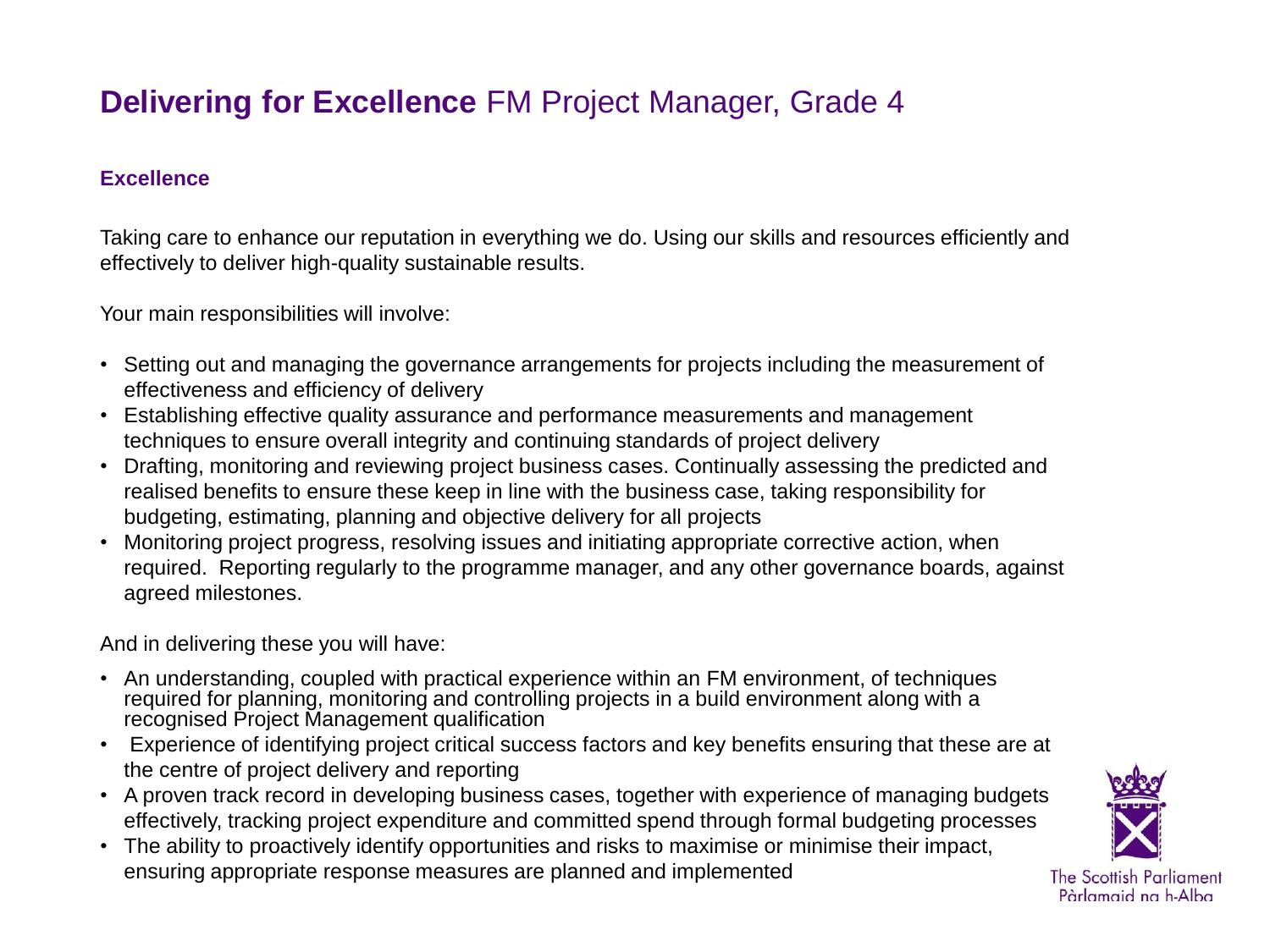# **Delivering for Excellence** FM Project Manager, Grade 4

### Excellence

Taking care to enhance our reputation in everything we do. Using our skills and resources efficiently and effectively to deliver high-quality sustainable results.

Your main responsibilities will involve:

- Setting out and managing the governance arrangements for projects including the measurement of effectiveness and efficiency of delivery
- Establishing effective quality assurance and performance measurements and management techniques to ensure overall integrity and continuing standards of project delivery
- Drafting, monitoring and reviewing project business cases. Continually assessing the predicted and realised benefits to ensure these keep in line with the business case, taking responsibility for budgeting, estimating, planning and objective delivery for all projects
- Monitoring project progress, resolving issues and initiating appropriate corrective action, when required. Reporting regularly to the programme manager, and any other governance boards, against agreed milestones.

And in delivering these you will have:

- An understanding, coupled with practical experience within an FM environment, of techniques required for planning, monitoring and controlling projects in a build environment along with a recognised Project Management qualification
- Experience of identifying project critical success factors and key benefits ensuring that these are at the centre of project delivery and reporting
- A proven track record in developing business cases, together with experience of managing budgets effectively, tracking project expenditure and committed spend through formal budgeting processes
- The ability to proactively identify opportunities and risks to maximise or minimise their impact, ensuring appropriate response measures are planned and implemented

The Scottish Parliament
Pàrlamaid na h-Alba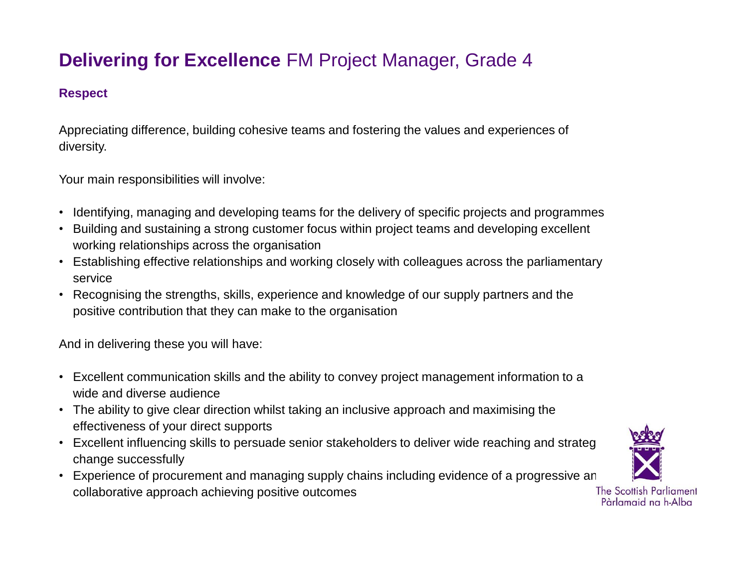# **Delivering for Excellence** FM Project Manager, Grade 4

### Respect

Appreciating difference, building cohesive teams and fostering the values and experiences of diversity.

Your main responsibilities will involve:

- Identifying, managing and developing teams for the delivery of specific projects and programmes
- Building and sustaining a strong customer focus within project teams and developing excellent working relationships across the organisation
- Establishing effective relationships and working closely with colleagues across the parliamentary service
- Recognising the strengths, skills, experience and knowledge of our supply partners and the positive contribution that they can make to the organisation

And in delivering these you will have:

- Excellent communication skills and the ability to convey project management information to a wide and diverse audience
- The ability to give clear direction whilst taking an inclusive approach and maximising the effectiveness of your direct supports
- Excellent influencing skills to persuade senior stakeholders to deliver wide reaching and strateg change successfully
- Experience of procurement and managing supply chains including evidence of a progressive an collaborative approach achieving positive outcomes

The Scottish Parliament
Pàrlamaid na h-Alba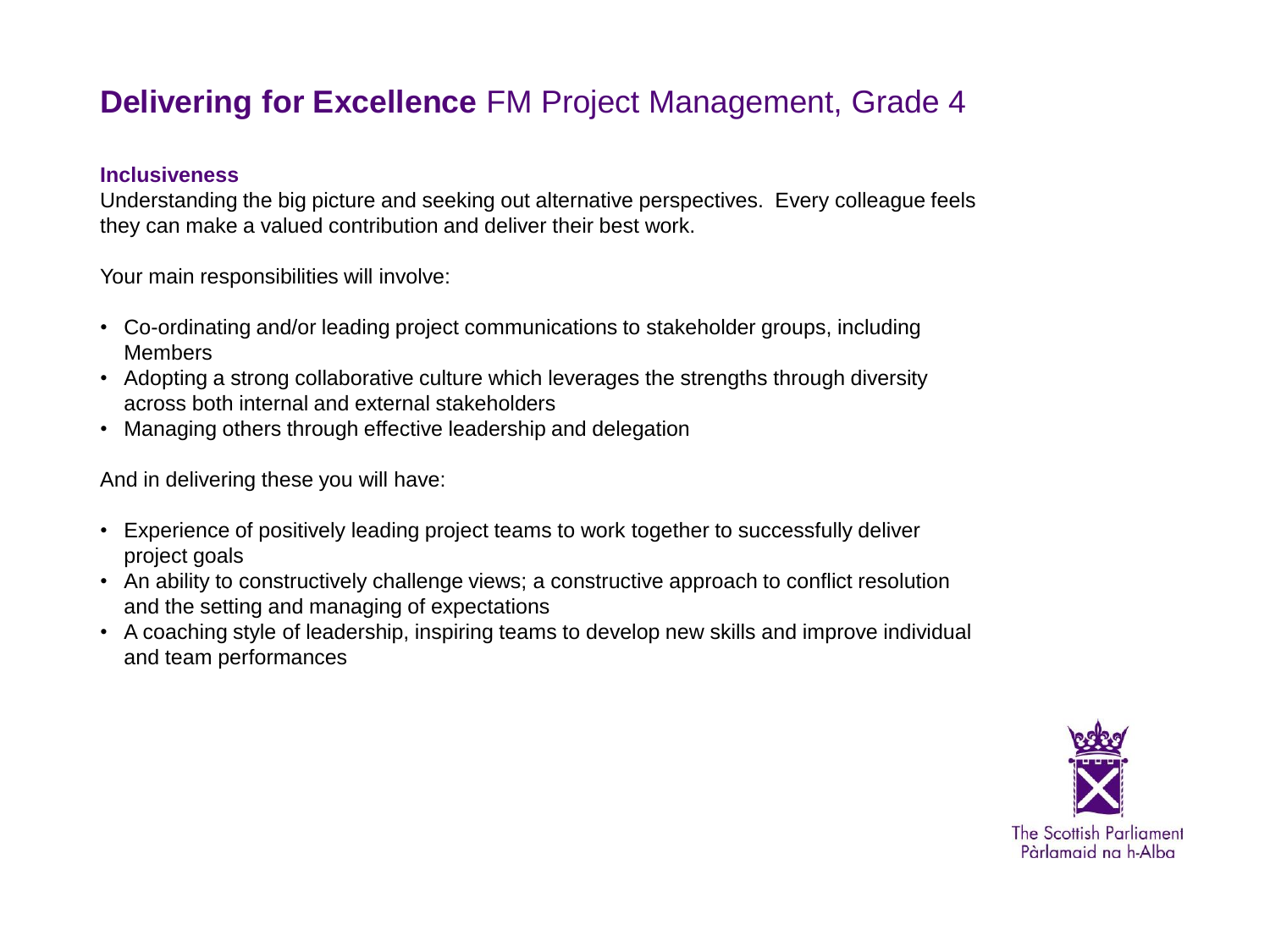# **Delivering for Excellence** FM Project Management, Grade 4

### Inclusiveness

Understanding the big picture and seeking out alternative perspectives. Every colleague feels they can make a valued contribution and deliver their best work.

Your main responsibilities will involve:

- Co-ordinating and/or leading project communications to stakeholder groups, including Members
- Adopting a strong collaborative culture which leverages the strengths through diversity across both internal and external stakeholders
- Managing others through effective leadership and delegation

And in delivering these you will have:

- Experience of positively leading project teams to work together to successfully deliver project goals
- An ability to constructively challenge views; a constructive approach to conflict resolution and the setting and managing of expectations
- A coaching style of leadership, inspiring teams to develop new skills and improve individual and team performances

The Scottish Parliament
Pàrlamaid na h-Alba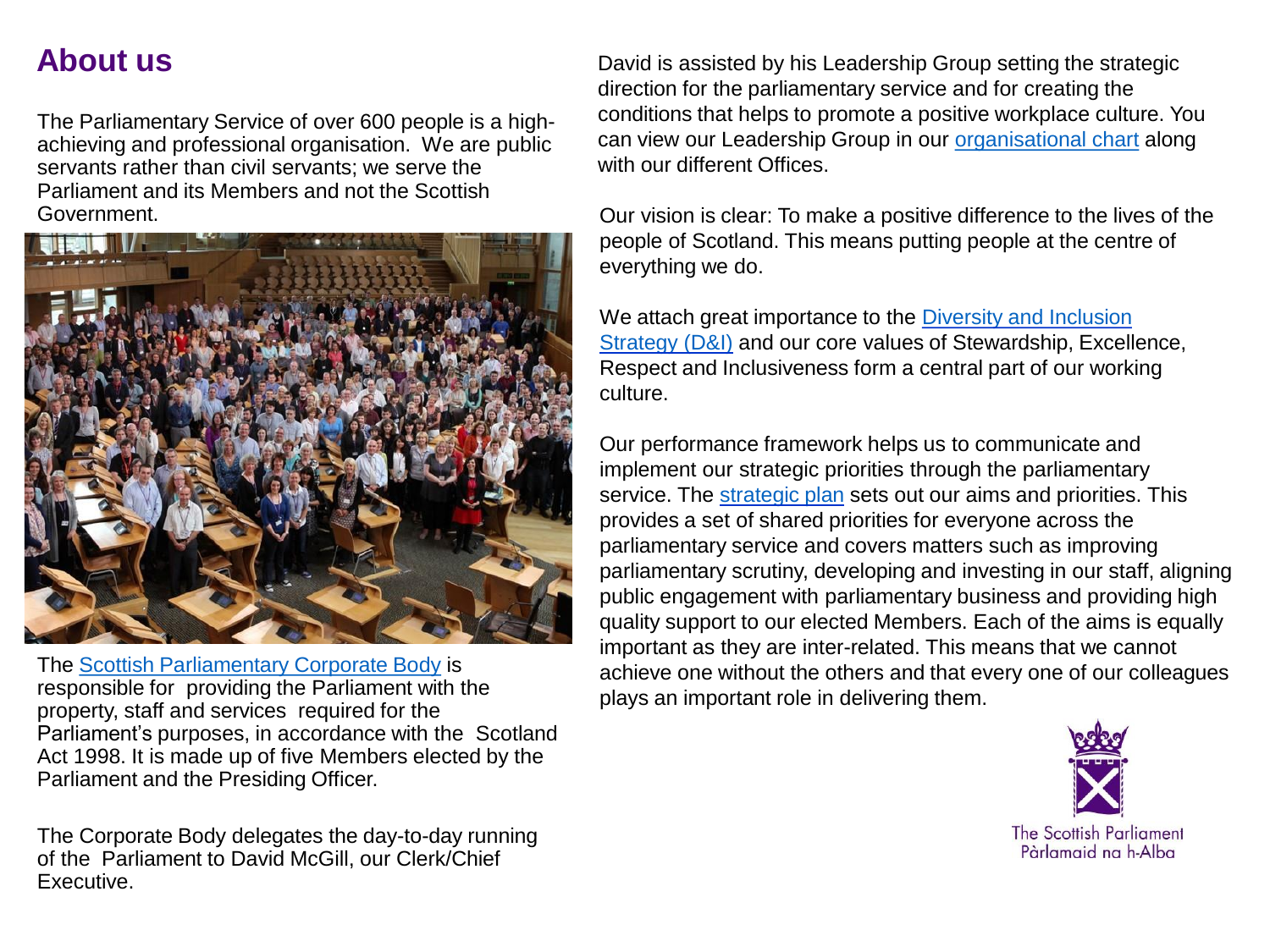# About us

The Parliamentary Service of over 600 people is a high-achieving and professional organisation. We are public servants rather than civil servants; we serve the Parliament and its Members and not the Scottish Government.

The Scottish Parliamentary Corporate Body is responsible for providing the Parliament with the property, staff and services required for the Parliament's purposes, in accordance with the Scotland Act 1998. It is made up of five Members elected by the Parliament and the Presiding Officer.

The Corporate Body delegates the day-to-day running of the Parliament to David McGill, our Clerk/Chief Executive.

David is assisted by his Leadership Group setting the strategic direction for the parliamentary service and for creating the conditions that helps to promote a positive workplace culture. You can view our Leadership Group in our organisational chart along with our different Offices.

Our vision is clear: To make a positive difference to the lives of the people of Scotland. This means putting people at the centre of everything we do.

We attach great importance to the Diversity and Inclusion Strategy (D&I) and our core values of Stewardship, Excellence, Respect and Inclusiveness form a central part of our working culture.

Our performance framework helps us to communicate and implement our strategic priorities through the parliamentary service. The strategic plan sets out our aims and priorities. This provides a set of shared priorities for everyone across the parliamentary service and covers matters such as improving parliamentary scrutiny, developing and investing in our staff, aligning public engagement with parliamentary business and providing high quality support to our elected Members. Each of the aims is equally important as they are inter-related. This means that we cannot achieve one without the others and that every one of our colleagues plays an important role in delivering them.

The Scottish Parliament
Pàrlamaid na h-Alba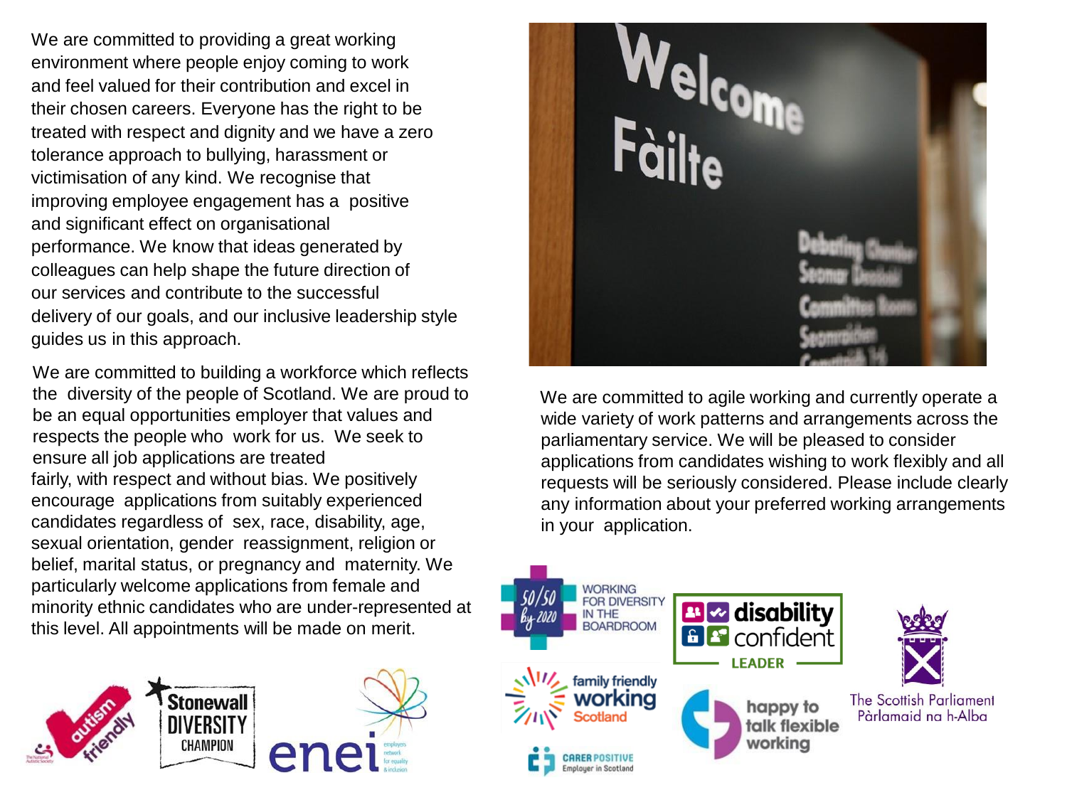We are committed to providing a great working environment where people enjoy coming to work and feel valued for their contribution and excel in their chosen careers. Everyone has the right to be treated with respect and dignity and we have a zero tolerance approach to bullying, harassment or victimisation of any kind. We recognise that improving employee engagement has a positive and significant effect on organisational performance. We know that ideas generated by colleagues can help shape the future direction of our services and contribute to the successful delivery of our goals, and our inclusive leadership style guides us in this approach.

We are committed to building a workforce which reflects the diversity of the people of Scotland. We are proud to be an equal opportunities employer that values and respects the people who work for us. We seek to ensure all job applications are treated fairly, with respect and without bias. We positively encourage applications from suitably experienced candidates regardless of sex, race, disability, age, sexual orientation, gender reassignment, religion or belief, marital status, or pregnancy and maternity. We particularly welcome applications from female and minority ethnic candidates who are under-represented at this level. All appointments will be made on merit.

We are committed to agile working and currently operate a wide variety of work patterns and arrangements across the parliamentary service. We will be pleased to consider applications from candidates wishing to work flexibly and all requests will be seriously considered. Please include clearly any information about your preferred working arrangements in your application.